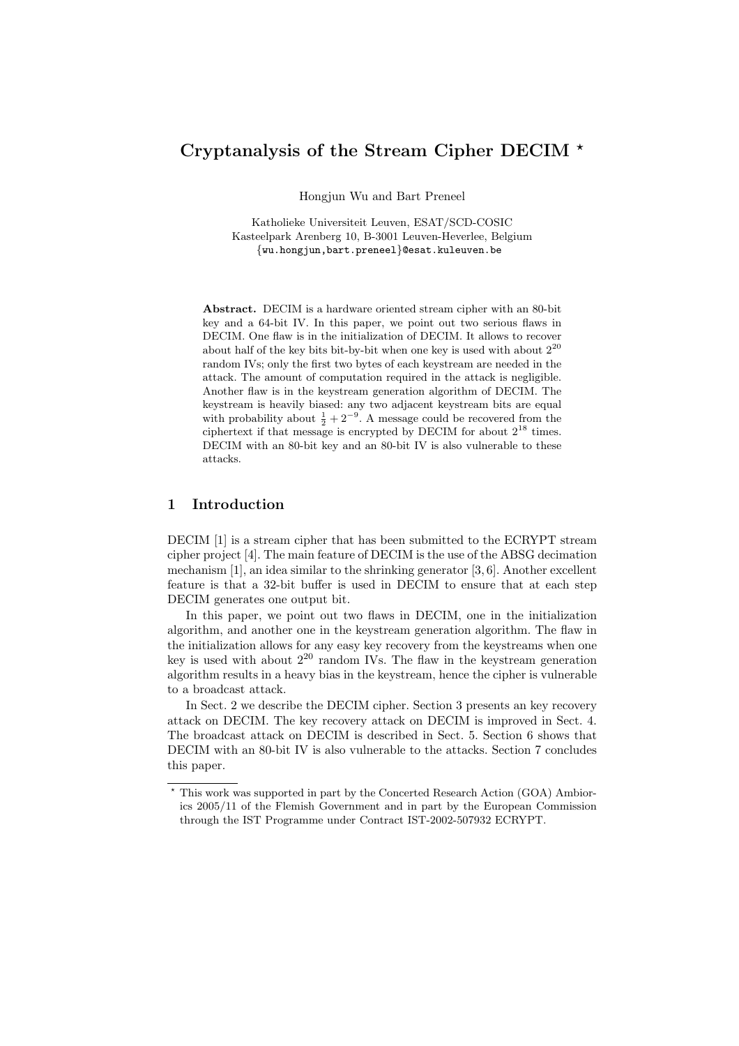# Cryptanalysis of the Stream Cipher DECIM *

Hongjun Wu and Bart Preneel

Katholieke Universiteit Leuven, ESAT/SCD-COSIC
Kasteelpark Arenberg 10, B-3001 Leuven-Heverlee, Belgium
{wu.hongjun,bart.preneel}@esat.kuleuven.be

**Abstract.** DECIM is a hardware oriented stream cipher with an 80-bit key and a 64-bit IV. In this paper, we point out two serious flaws in DECIM. One flaw is in the initialization of DECIM. It allows to recover about half of the key bits bit-by-bit when one key is used with about $2^{20}$ random IVs; only the first two bytes of each keystream are needed in the attack. The amount of computation required in the attack is negligible. Another flaw is in the keystream generation algorithm of DECIM. The keystream is heavily biased: any two adjacent keystream bits are equal with probability about $\frac{1}{2} + 2^{-9}$. A message could be recovered from the ciphertext if that message is encrypted by DECIM for about $2^{18}$ times. DECIM with an 80-bit key and an 80-bit IV is also vulnerable to these attacks.

## 1 Introduction

DECIM [1] is a stream cipher that has been submitted to the ECRYPT stream cipher project [4]. The main feature of DECIM is the use of the ABSG decimation mechanism [1], an idea similar to the shrinking generator [3, 6]. Another excellent feature is that a 32-bit buffer is used in DECIM to ensure that at each step DECIM generates one output bit.

In this paper, we point out two flaws in DECIM, one in the initialization algorithm, and another one in the keystream generation algorithm. The flaw in the initialization allows for any easy key recovery from the keystreams when one key is used with about $2^{20}$ random IVs. The flaw in the keystream generation algorithm results in a heavy bias in the keystream, hence the cipher is vulnerable to a broadcast attack.

In Sect. 2 we describe the DECIM cipher. Section 3 presents an key recovery attack on DECIM. The key recovery attack on DECIM is improved in Sect. 4. The broadcast attack on DECIM is described in Sect. 5. Section 6 shows that DECIM with an 80-bit IV is also vulnerable to the attacks. Section 7 concludes this paper.

---

* This work was supported in part by the Concerted Research Action (GOA) Ambiorics 2005/11 of the Flemish Government and in part by the European Commission through the IST Programme under Contract IST-2002-507932 ECRYPT.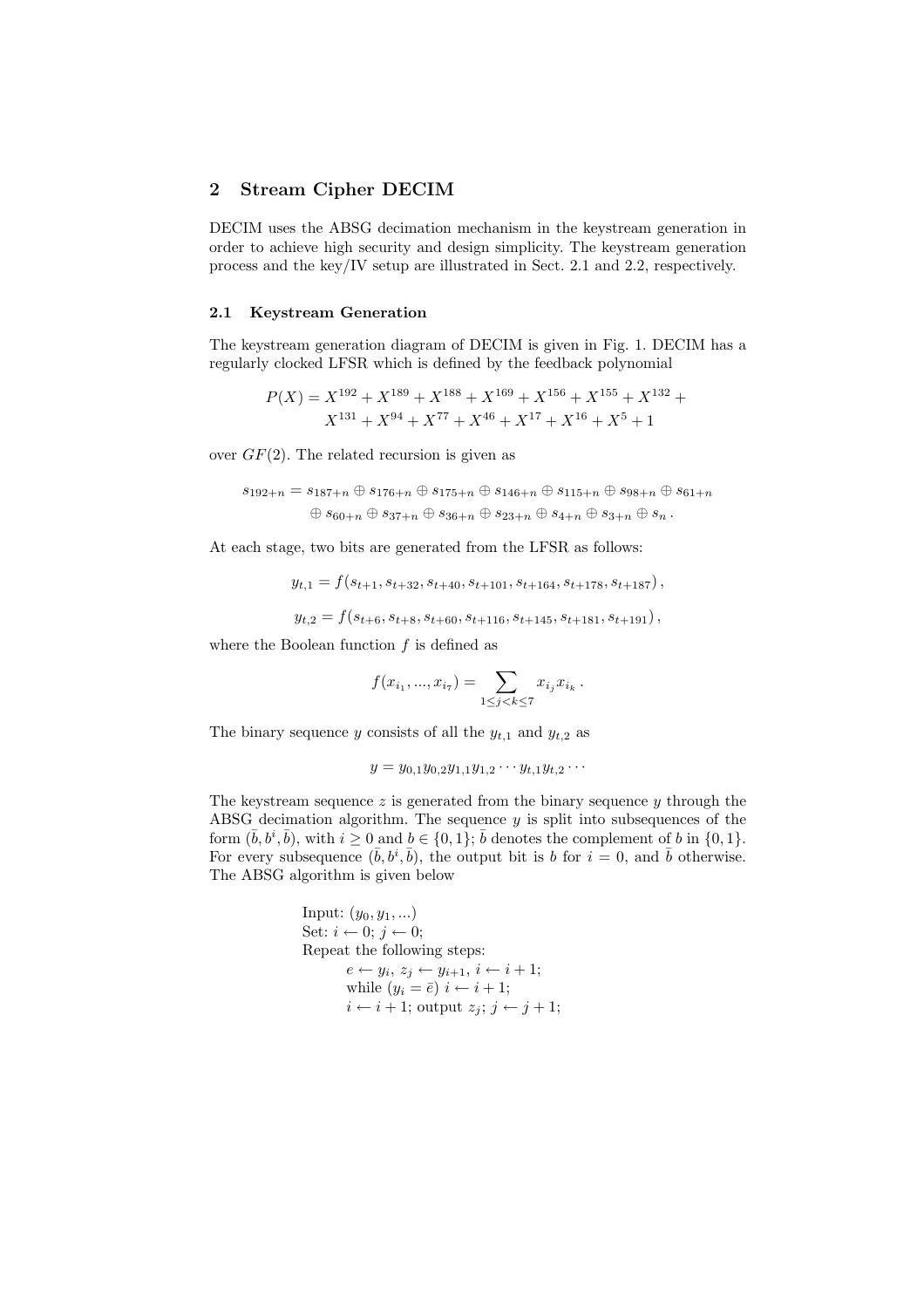## 2 Stream Cipher DECIM

DECIM uses the ABSG decimation mechanism in the keystream generation in order to achieve high security and design simplicity. The keystream generation process and the key/IV setup are illustrated in Sect. 2.1 and 2.2, respectively.

### 2.1 Keystream Generation

The keystream generation diagram of DECIM is given in Fig. 1. DECIM has a regularly clocked LFSR which is defined by the feedback polynomial

$$P(X) = X^{192} + X^{189} + X^{188} + X^{169} + X^{156} + X^{155} + X^{132} + X^{131} + X^{94} + X^{77} + X^{46} + X^{17} + X^{16} + X^{5} + 1$$

over $GF(2)$. The related recursion is given as

$$s_{192+n} = s_{187+n} \oplus s_{176+n} \oplus s_{175+n} \oplus s_{146+n} \oplus s_{115+n} \oplus s_{98+n} \oplus s_{61+n} \oplus s_{60+n} \oplus s_{37+n} \oplus s_{36+n} \oplus s_{23+n} \oplus s_{4+n} \oplus s_{3+n} \oplus s_{n} .$$

At each stage, two bits are generated from the LFSR as follows:

$$y_{t,1} = f(s_{t+1}, s_{t+32}, s_{t+40}, s_{t+101}, s_{t+164}, s_{t+178}, s_{t+187}) ,$$

$$y_{t,2} = f(s_{t+6}, s_{t+8}, s_{t+60}, s_{t+116}, s_{t+145}, s_{t+181}, s_{t+191}) ,$$

where the Boolean function $f$ is defined as

$$f(x_{i_1}, ..., x_{i_7}) = \sum_{1 \le j < k \le 7} x_{i_j} x_{i_k} .$$

The binary sequence $y$ consists of all the $y_{t,1}$ and $y_{t,2}$ as

$$y = y_{0,1} y_{0,2} y_{1,1} y_{1,2} \cdots y_{t,1} y_{t,2} \cdots$$

The keystream sequence $z$ is generated from the binary sequence $y$ through the ABSG decimation algorithm. The sequence $y$ is split into subsequences of the form $(\bar{b}, b^i, \bar{b})$, with $i \geq 0$ and $b \in \{0, 1\}$; $\bar{b}$ denotes the complement of $b$ in $\{0, 1\}$. For every subsequence $(\bar{b}, b^i, \bar{b})$, the output bit is $b$ for $i = 0$, and $\bar{b}$ otherwise. The ABSG algorithm is given below

Input: $(y_0, y_1, ...)$
Set: $i \leftarrow 0$; $j \leftarrow 0$;
Repeat the following steps:
  $e \leftarrow y_i$, $z_j \leftarrow y_{i+1}$, $i \leftarrow i + 1$;
  while $(y_i = \bar{e})$ $i \leftarrow i + 1$;
  $i \leftarrow i + 1$; output $z_j$; $j \leftarrow j + 1$;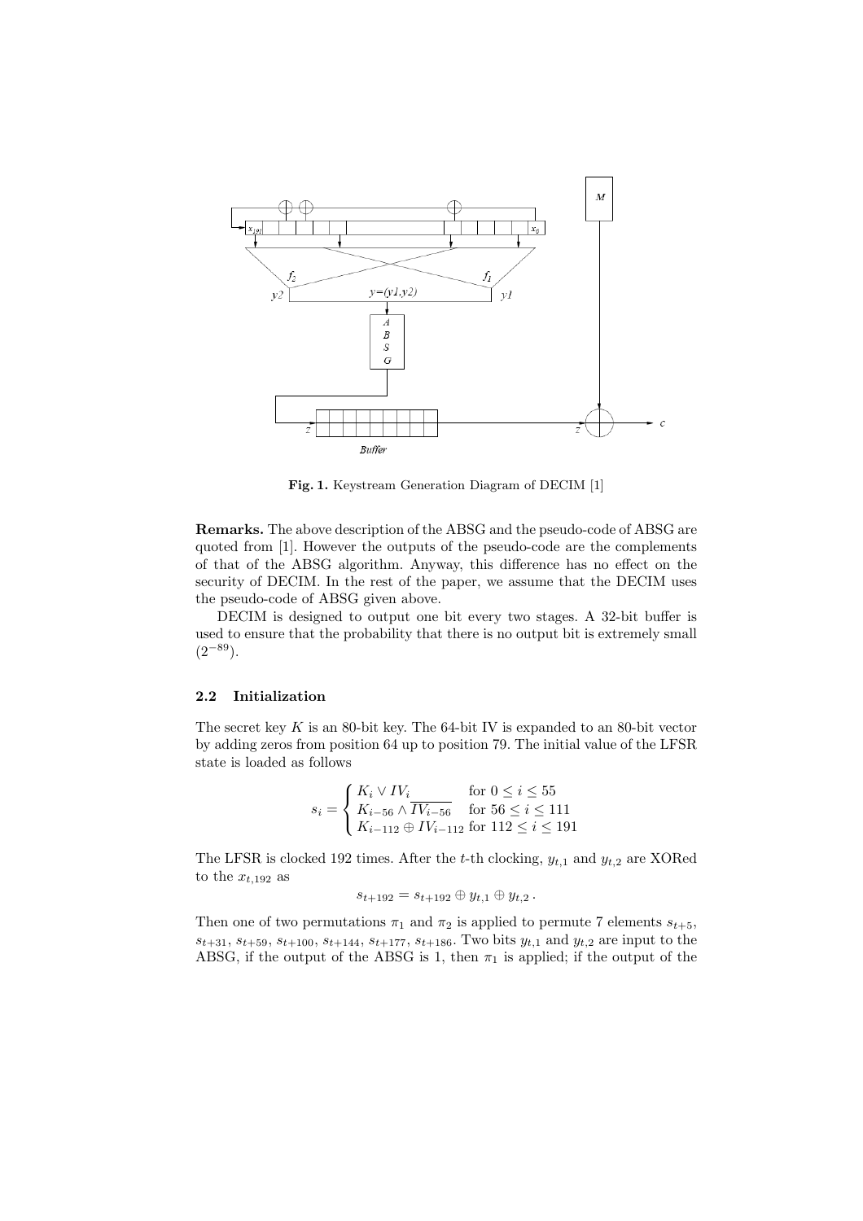**Fig. 1.** Keystream Generation Diagram of DECIM [1]

**Remarks.** The above description of the ABSG and the pseudo-code of ABSG are quoted from [1]. However the outputs of the pseudo-code are the complements of that of the ABSG algorithm. Anyway, this difference has no effect on the security of DECIM. In the rest of the paper, we assume that the DECIM uses the pseudo-code of ABSG given above.

DECIM is designed to output one bit every two stages. A 32-bit buffer is used to ensure that the probability that there is no output bit is extremely small ($2^{-89}$).

### 2.2 Initialization

The secret key $K$ is an 80-bit key. The 64-bit IV is expanded to an 80-bit vector by adding zeros from position 64 up to position 79. The initial value of the LFSR state is loaded as follows

$$s_i = \begin{cases} K_i \vee IV_i & \text{for } 0 \leq i \leq 55 \\ K_{i-56} \wedge \overline{IV_{i-56}} & \text{for } 56 \leq i \leq 111 \\ K_{i-112} \oplus IV_{i-112} & \text{for } 112 \leq i \leq 191 \end{cases}$$

The LFSR is clocked 192 times. After the $t$-th clocking, $y_{t,1}$ and $y_{t,2}$ are XORed to the $x_{t,192}$ as

$$s_{t+192} = s_{t+192} \oplus y_{t,1} \oplus y_{t,2} \, .$$

Then one of two permutations $\pi_1$ and $\pi_2$ is applied to permute 7 elements $s_{t+5}$, $s_{t+31}$, $s_{t+59}$, $s_{t+100}$, $s_{t+144}$, $s_{t+177}$, $s_{t+186}$. Two bits $y_{t,1}$ and $y_{t,2}$ are input to the ABSG, if the output of the ABSG is 1, then $\pi_1$ is applied; if the output of the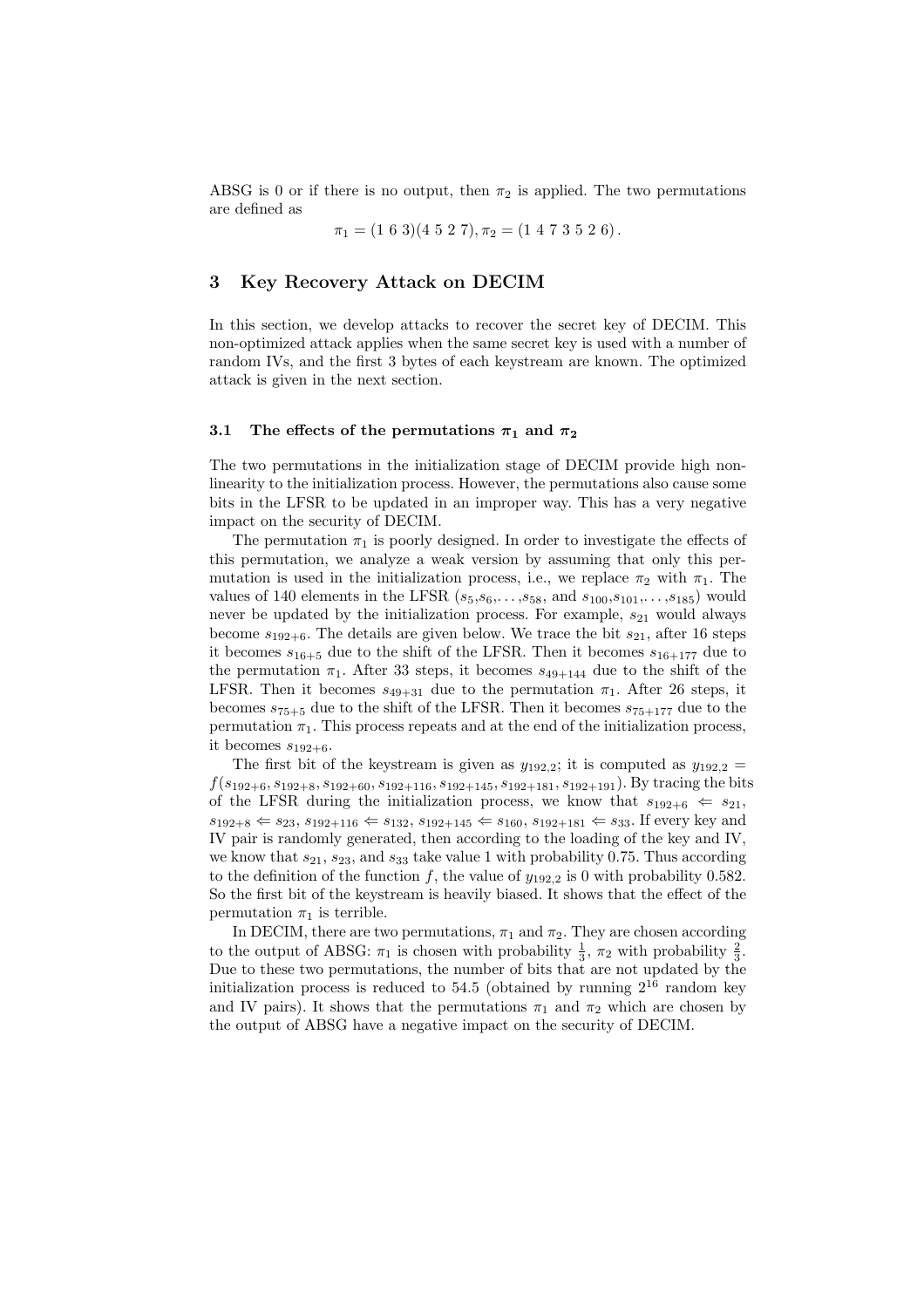ABSG is 0 or if there is no output, then $\pi_2$ is applied. The two permutations are defined as

$$\pi_1 = (1\ 6\ 3)(4\ 5\ 2\ 7), \pi_2 = (1\ 4\ 7\ 3\ 5\ 2\ 6)\,.$$

## 3 Key Recovery Attack on DECIM

In this section, we develop attacks to recover the secret key of DECIM. This non-optimized attack applies when the same secret key is used with a number of random IVs, and the first 3 bytes of each keystream are known. The optimized attack is given in the next section.

### 3.1 The effects of the permutations $\pi_1$ and $\pi_2$

The two permutations in the initialization stage of DECIM provide high non-linearity to the initialization process. However, the permutations also cause some bits in the LFSR to be updated in an improper way. This has a very negative impact on the security of DECIM.

The permutation $\pi_1$ is poorly designed. In order to investigate the effects of this permutation, we analyze a weak version by assuming that only this permutation is used in the initialization process, i.e., we replace $\pi_2$ with $\pi_1$. The values of 140 elements in the LFSR ($s_5$,$s_6$,...,$s_{58}$, and $s_{100}$,$s_{101}$,...,$s_{185}$) would never be updated by the initialization process. For example, $s_{21}$ would always become $s_{192+6}$. The details are given below. We trace the bit $s_{21}$, after 16 steps it becomes $s_{16+5}$ due to the shift of the LFSR. Then it becomes $s_{16+177}$ due to the permutation $\pi_1$. After 33 steps, it becomes $s_{49+144}$ due to the shift of the LFSR. Then it becomes $s_{49+31}$ due to the permutation $\pi_1$. After 26 steps, it becomes $s_{75+5}$ due to the shift of the LFSR. Then it becomes $s_{75+177}$ due to the permutation $\pi_1$. This process repeats and at the end of the initialization process, it becomes $s_{192+6}$.

The first bit of the keystream is given as $y_{192,2}$; it is computed as $y_{192,2} = f(s_{192+6}, s_{192+8}, s_{192+60}, s_{192+116}, s_{192+145}, s_{192+181}, s_{192+191})$. By tracing the bits of the LFSR during the initialization process, we know that $s_{192+6} \Leftarrow s_{21}$, $s_{192+8} \Leftarrow s_{23}$, $s_{192+116} \Leftarrow s_{132}$, $s_{192+145} \Leftarrow s_{160}$, $s_{192+181} \Leftarrow s_{33}$. If every key and IV pair is randomly generated, then according to the loading of the key and IV, we know that $s_{21}$, $s_{23}$, and $s_{33}$ take value 1 with probability 0.75. Thus according to the definition of the function $f$, the value of $y_{192,2}$ is 0 with probability 0.582. So the first bit of the keystream is heavily biased. It shows that the effect of the permutation $\pi_1$ is terrible.

In DECIM, there are two permutations, $\pi_1$ and $\pi_2$. They are chosen according to the output of ABSG: $\pi_1$ is chosen with probability $\frac{1}{3}$, $\pi_2$ with probability $\frac{2}{3}$. Due to these two permutations, the number of bits that are not updated by the initialization process is reduced to 54.5 (obtained by running $2^{16}$ random key and IV pairs). It shows that the permutations $\pi_1$ and $\pi_2$ which are chosen by the output of ABSG have a negative impact on the security of DECIM.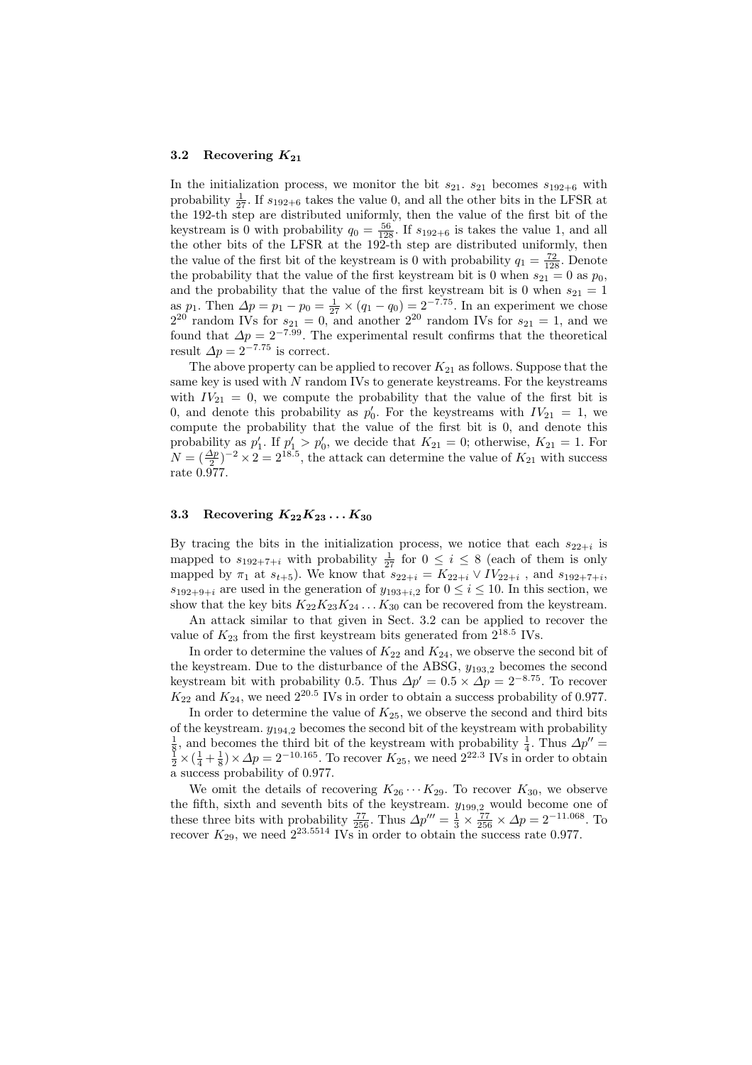### 3.2 Recovering $K_{21}$

In the initialization process, we monitor the bit $s_{21}$. $s_{21}$ becomes $s_{192+6}$ with probability $\frac{1}{27}$. If $s_{192+6}$ takes the value 0, and all the other bits in the LFSR at the 192-th step are distributed uniformly, then the value of the first bit of the keystream is 0 with probability $q_0 = \frac{56}{128}$. If $s_{192+6}$ is takes the value 1, and all the other bits of the LFSR at the 192-th step are distributed uniformly, then the value of the first bit of the keystream is 0 with probability $q_1 = \frac{72}{128}$. Denote the probability that the value of the first keystream bit is 0 when $s_{21} = 0$ as $p_0$, and the probability that the value of the first keystream bit is 0 when $s_{21} = 1$ as $p_1$. Then $\Delta p = p_1 - p_0 = \frac{1}{27} \times (q_1 - q_0) = 2^{-7.75}$. In an experiment we chose $2^{20}$ random IVs for $s_{21} = 0$, and another $2^{20}$ random IVs for $s_{21} = 1$, and we found that $\Delta p = 2^{-7.99}$. The experimental result confirms that the theoretical result $\Delta p = 2^{-7.75}$ is correct.

The above property can be applied to recover $K_{21}$ as follows. Suppose that the same key is used with $N$ random IVs to generate keystreams. For the keystreams with $IV_{21} = 0$, we compute the probability that the value of the first bit is 0, and denote this probability as $p'_0$. For the keystreams with $IV_{21} = 1$, we compute the probability that the value of the first bit is 0, and denote this probability as $p'_1$. If $p'_1 > p'_0$, we decide that $K_{21} = 0$; otherwise, $K_{21} = 1$. For $N = (\frac{\Delta p}{2})^{-2} \times 2 = 2^{18.5}$, the attack can determine the value of $K_{21}$ with success rate 0.977.

### 3.3 Recovering $K_{22}K_{23} \ldots K_{30}$

By tracing the bits in the initialization process, we notice that each $s_{22+i}$ is mapped to $s_{192+7+i}$ with probability $\frac{1}{27}$ for $0 \le i \le 8$ (each of them is only mapped by $\pi_1$ at $s_{t+5}$). We know that $s_{22+i} = K_{22+i} \vee IV_{22+i}$ , and $s_{192+7+i}$, $s_{192+9+i}$ are used in the generation of $y_{193+i,2}$ for $0 \le i \le 10$. In this section, we show that the key bits $K_{22}K_{23}K_{24} \ldots K_{30}$ can be recovered from the keystream.

An attack similar to that given in Sect. 3.2 can be applied to recover the value of $K_{23}$ from the first keystream bits generated from $2^{18.5}$ IVs.

In order to determine the values of $K_{22}$ and $K_{24}$, we observe the second bit of the keystream. Due to the disturbance of the ABSG, $y_{193,2}$ becomes the second keystream bit with probability 0.5. Thus $\Delta p' = 0.5 \times \Delta p = 2^{-8.75}$. To recover $K_{22}$ and $K_{24}$, we need $2^{20.5}$ IVs in order to obtain a success probability of 0.977.

In order to determine the value of $K_{25}$, we observe the second and third bits of the keystream. $y_{194,2}$ becomes the second bit of the keystream with probability $\frac{1}{8}$, and becomes the third bit of the keystream with probability $\frac{1}{4}$. Thus $\Delta p'' = \frac{1}{2} \times (\frac{1}{4} + \frac{1}{8}) \times \Delta p = 2^{-10.165}$. To recover $K_{25}$, we need $2^{22.3}$ IVs in order to obtain a success probability of 0.977.

We omit the details of recovering $K_{26} \cdots K_{29}$. To recover $K_{30}$, we observe the fifth, sixth and seventh bits of the keystream. $y_{199,2}$ would become one of these three bits with probability $\frac{77}{256}$. Thus $\Delta p''' = \frac{1}{3} \times \frac{77}{256} \times \Delta p = 2^{-11.068}$. To recover $K_{29}$, we need $2^{23.5514}$ IVs in order to obtain the success rate 0.977.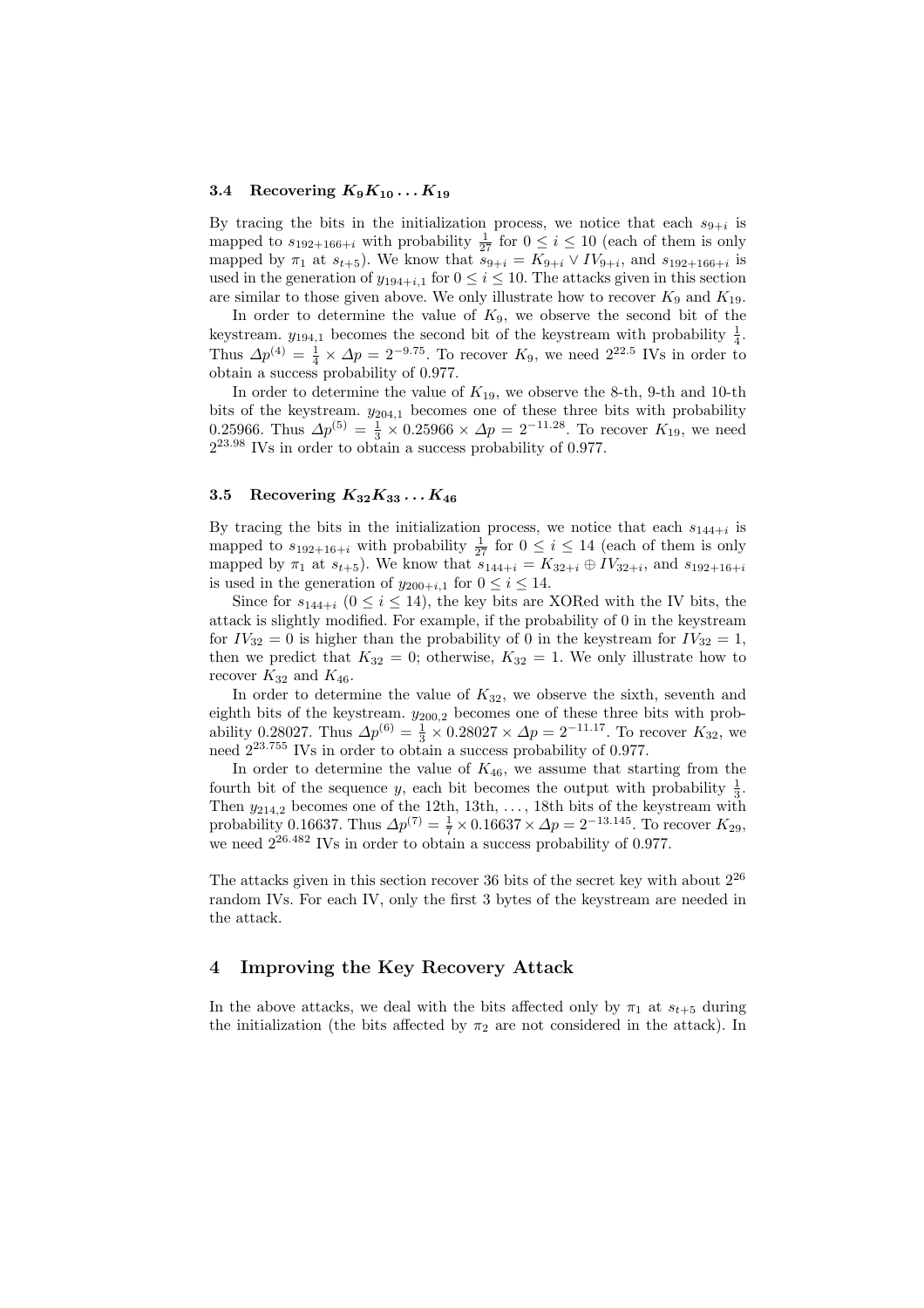### 3.4 Recovering $K_9K_{10}\dots K_{19}$

By tracing the bits in the initialization process, we notice that each $s_{9+i}$ is mapped to $s_{192+166+i}$ with probability $\frac{1}{27}$ for $0 \le i \le 10$ (each of them is only mapped by $\pi_1$ at $s_{t+5}$). We know that $s_{9+i} = K_{9+i} \vee IV_{9+i}$, and $s_{192+166+i}$ is used in the generation of $y_{194+i,1}$ for $0 \le i \le 10$. The attacks given in this section are similar to those given above. We only illustrate how to recover $K_9$ and $K_{19}$.

In order to determine the value of $K_9$, we observe the second bit of the keystream. $y_{194,1}$ becomes the second bit of the keystream with probability $\frac{1}{4}$. Thus $\Delta p^{(4)} = \frac{1}{4} \times \Delta p = 2^{-9.75}$. To recover $K_9$, we need $2^{22.5}$ IVs in order to obtain a success probability of 0.977.

In order to determine the value of $K_{19}$, we observe the 8-th, 9-th and 10-th bits of the keystream. $y_{204,1}$ becomes one of these three bits with probability 0.25966. Thus $\Delta p^{(5)} = \frac{1}{3} \times 0.25966 \times \Delta p = 2^{-11.28}$. To recover $K_{19}$, we need $2^{23.98}$ IVs in order to obtain a success probability of 0.977.

### 3.5 Recovering $K_{32}K_{33}\dots K_{46}$

By tracing the bits in the initialization process, we notice that each $s_{144+i}$ is mapped to $s_{192+16+i}$ with probability $\frac{1}{27}$ for $0 \le i \le 14$ (each of them is only mapped by $\pi_1$ at $s_{t+5}$). We know that $s_{144+i} = K_{32+i} \oplus IV_{32+i}$, and $s_{192+16+i}$ is used in the generation of $y_{200+i,1}$ for $0 \le i \le 14$.

Since for $s_{144+i}$ $(0 \le i \le 14)$, the key bits are XORed with the IV bits, the attack is slightly modified. For example, if the probability of 0 in the keystream for $IV_{32} = 0$ is higher than the probability of 0 in the keystream for $IV_{32} = 1$, then we predict that $K_{32} = 0$; otherwise, $K_{32} = 1$. We only illustrate how to recover $K_{32}$ and $K_{46}$.

In order to determine the value of $K_{32}$, we observe the sixth, seventh and eighth bits of the keystream. $y_{200,2}$ becomes one of these three bits with probability 0.28027. Thus $\Delta p^{(6)} = \frac{1}{3} \times 0.28027 \times \Delta p = 2^{-11.17}$. To recover $K_{32}$, we need $2^{23.755}$ IVs in order to obtain a success probability of 0.977.

In order to determine the value of $K_{46}$, we assume that starting from the fourth bit of the sequence $y$, each bit becomes the output with probability $\frac{1}{3}$. Then $y_{214,2}$ becomes one of the 12th, 13th, ..., 18th bits of the keystream with probability 0.16637. Thus $\Delta p^{(7)} = \frac{1}{7} \times 0.16637 \times \Delta p = 2^{-13.145}$. To recover $K_{29}$, we need $2^{26.482}$ IVs in order to obtain a success probability of 0.977.

The attacks given in this section recover 36 bits of the secret key with about $2^{26}$ random IVs. For each IV, only the first 3 bytes of the keystream are needed in the attack.

## 4 Improving the Key Recovery Attack

In the above attacks, we deal with the bits affected only by $\pi_1$ at $s_{t+5}$ during the initialization (the bits affected by $\pi_2$ are not considered in the attack). In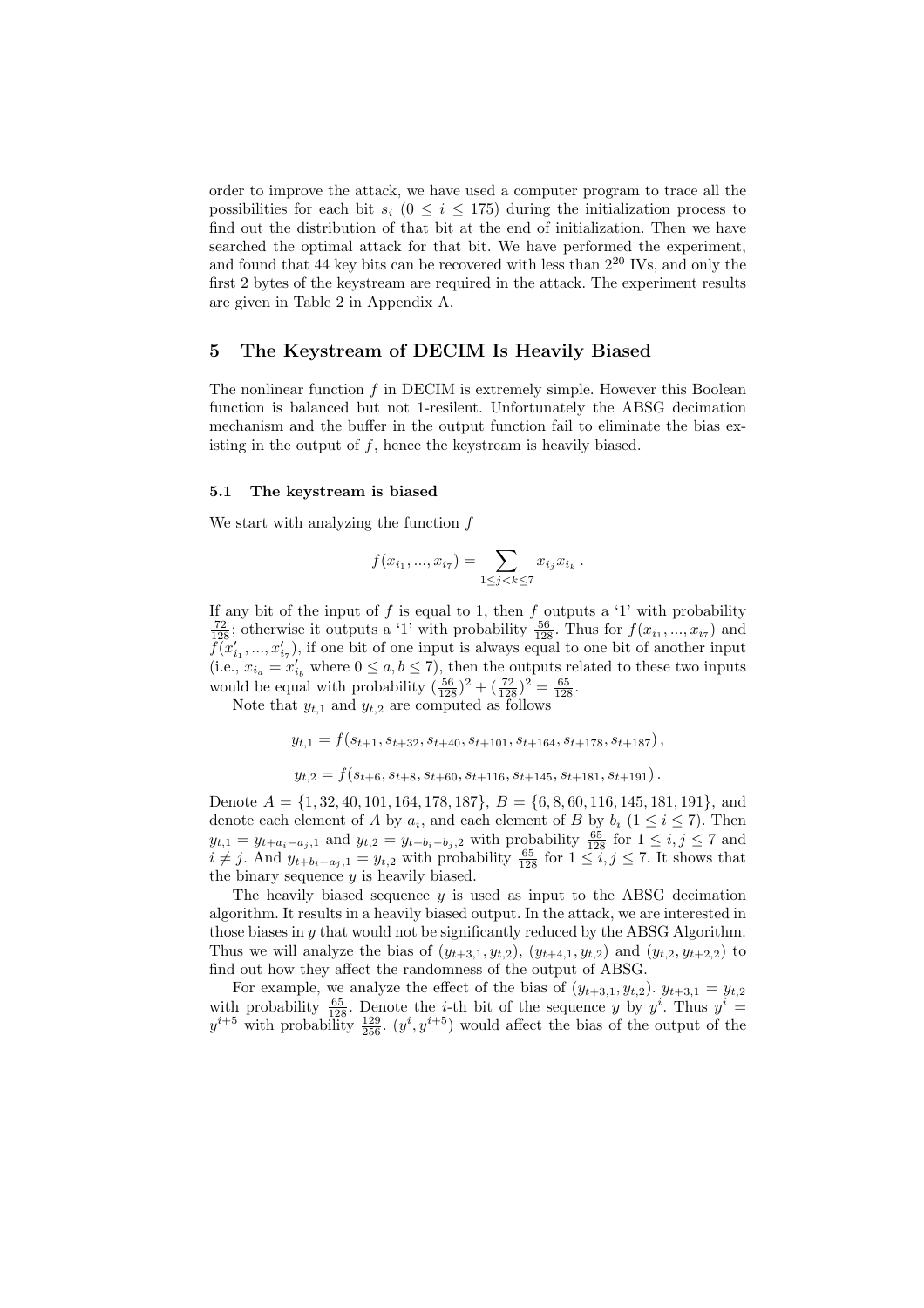order to improve the attack, we have used a computer program to trace all the possibilities for each bit $s_i$ ($0 \le i \le 175$) during the initialization process to find out the distribution of that bit at the end of initialization. Then we have searched the optimal attack for that bit. We have performed the experiment, and found that 44 key bits can be recovered with less than $2^{20}$ IVs, and only the first 2 bytes of the keystream are required in the attack. The experiment results are given in Table 2 in Appendix A.

## 5 The Keystream of DECIM Is Heavily Biased

The nonlinear function $f$ in DECIM is extremely simple. However this Boolean function is balanced but not 1-resilent. Unfortunately the ABSG decimation mechanism and the buffer in the output function fail to eliminate the bias existing in the output of $f$, hence the keystream is heavily biased.

### 5.1 The keystream is biased

We start with analyzing the function $f$

$$f(x_{i_1}, ..., x_{i_7}) = \sum_{1 \le j < k \le 7} x_{i_j} x_{i_k} .$$

If any bit of the input of $f$ is equal to 1, then $f$ outputs a '1' with probability $\frac{72}{128}$; otherwise it outputs a '1' with probability $\frac{56}{128}$. Thus for $f(x_{i_1}, ..., x_{i_7})$ and $f(x'_{i_1}, ..., x'_{i_7})$, if one bit of one input is always equal to one bit of another input (i.e., $x_{i_a} = x'_{i_b}$ where $0 \le a, b \le 7$), then the outputs related to these two inputs would be equal with probability $(\frac{56}{128})^2 + (\frac{72}{128})^2 = \frac{65}{128}$.

Note that $y_{t,1}$ and $y_{t,2}$ are computed as follows

$$y_{t,1} = f(s_{t+1}, s_{t+32}, s_{t+40}, s_{t+101}, s_{t+164}, s_{t+178}, s_{t+187}) ,$$

$$y_{t,2} = f(s_{t+6}, s_{t+8}, s_{t+60}, s_{t+116}, s_{t+145}, s_{t+181}, s_{t+191}) .$$

Denote $A = \{1, 32, 40, 101, 164, 178, 187\}$, $B = \{6, 8, 60, 116, 145, 181, 191\}$, and denote each element of $A$ by $a_i$, and each element of $B$ by $b_i$ ($1 \le i \le 7$). Then $y_{t,1} = y_{t+a_i-a_j,1}$ and $y_{t,2} = y_{t+b_i-b_j,2}$ with probability $\frac{65}{128}$ for $1 \le i, j \le 7$ and $i \ne j$. And $y_{t+b_i-a_j,1} = y_{t,2}$ with probability $\frac{65}{128}$ for $1 \le i, j \le 7$. It shows that the binary sequence $y$ is heavily biased.

The heavily biased sequence $y$ is used as input to the ABSG decimation algorithm. It results in a heavily biased output. In the attack, we are interested in those biases in $y$ that would not be significantly reduced by the ABSG Algorithm. Thus we will analyze the bias of $(y_{t+3,1}, y_{t,2})$, $(y_{t+4,1}, y_{t,2})$ and $(y_{t,2}, y_{t+2,2})$ to find out how they affect the randomness of the output of ABSG.

For example, we analyze the effect of the bias of $(y_{t+3,1}, y_{t,2})$. $y_{t+3,1} = y_{t,2}$ with probability $\frac{65}{128}$. Denote the $i$-th bit of the sequence $y$ by $y^i$. Thus $y^i = y^{i+5}$ with probability $\frac{129}{256}$. $(y^i, y^{i+5})$ would affect the bias of the output of the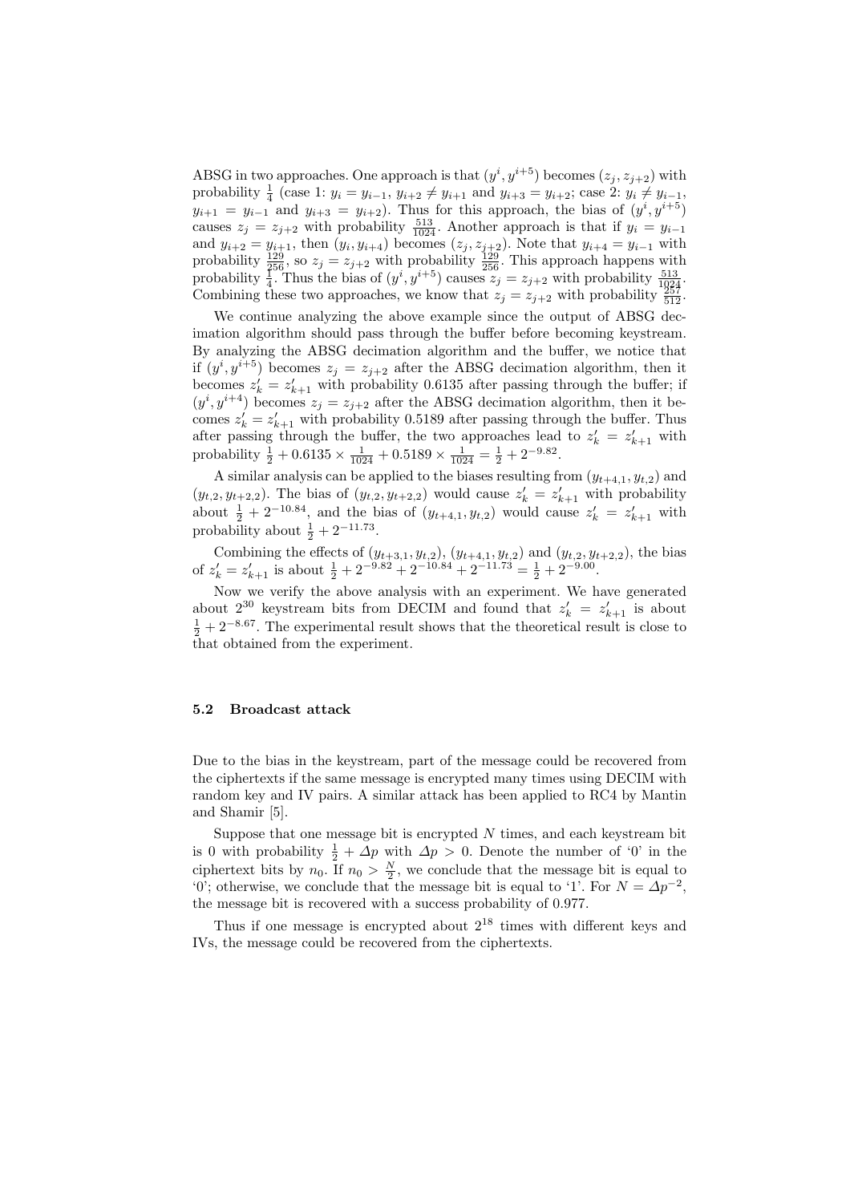ABSG in two approaches. One approach is that $(y^i, y^{i+5})$ becomes $(z_j, z_{j+2})$ with probability $\frac{1}{4}$ (case 1: $y_i = y_{i-1}$, $y_{i+2} \neq y_{i+1}$ and $y_{i+3} = y_{i+2}$; case 2: $y_i \neq y_{i-1}$, $y_{i+1} = y_{i-1}$ and $y_{i+3} = y_{i+2}$). Thus for this approach, the bias of $(y^i, y^{i+5})$ causes $z_j = z_{j+2}$ with probability $\frac{513}{1024}$. Another approach is that if $y_i = y_{i-1}$ and $y_{i+2} = y_{i+1}$, then $(y_i, y_{i+4})$ becomes $(z_j, z_{j+2})$. Note that $y_{i+4} = y_{i-1}$ with probability $\frac{129}{256}$, so $z_j = z_{j+2}$ with probability $\frac{129}{256}$. This approach happens with probability $\frac{1}{4}$. Thus the bias of $(y^i, y^{i+5})$ causes $z_j = z_{j+2}$ with probability $\frac{513}{1024}$. Combining these two approaches, we know that $z_j = z_{j+2}$ with probability $\frac{257}{512}$.

We continue analyzing the above example since the output of ABSG decimation algorithm should pass through the buffer before becoming keystream. By analyzing the ABSG decimation algorithm and the buffer, we notice that if $(y^i, y^{i+5})$ becomes $z_j = z_{j+2}$ after the ABSG decimation algorithm, then it becomes $z'_k = z'_{k+1}$ with probability 0.6135 after passing through the buffer; if $(y^i, y^{i+4})$ becomes $z_j = z_{j+2}$ after the ABSG decimation algorithm, then it becomes $z'_k = z'_{k+1}$ with probability 0.5189 after passing through the buffer. Thus after passing through the buffer, the two approaches lead to $z'_k = z'_{k+1}$ with probability $\frac{1}{2} + 0.6135 \times \frac{1}{1024} + 0.5189 \times \frac{1}{1024} = \frac{1}{2} + 2^{-9.82}$.

A similar analysis can be applied to the biases resulting from $(y_{t+4,1}, y_{t,2})$ and $(y_{t,2}, y_{t+2,2})$. The bias of $(y_{t,2}, y_{t+2,2})$ would cause $z'_k = z'_{k+1}$ with probability about $\frac{1}{2} + 2^{-10.84}$, and the bias of $(y_{t+4,1}, y_{t,2})$ would cause $z'_k = z'_{k+1}$ with probability about $\frac{1}{2} + 2^{-11.73}$.

Combining the effects of $(y_{t+3,1}, y_{t,2})$, $(y_{t+4,1}, y_{t,2})$ and $(y_{t,2}, y_{t+2,2})$, the bias of $z'_k = z'_{k+1}$ is about $\frac{1}{2} + 2^{-9.82} + 2^{-10.84} + 2^{-11.73} = \frac{1}{2} + 2^{-9.00}$.

Now we verify the above analysis with an experiment. We have generated about $2^{30}$ keystream bits from DECIM and found that $z'_k = z'_{k+1}$ is about $\frac{1}{2} + 2^{-8.67}$. The experimental result shows that the theoretical result is close to that obtained from the experiment.

### 5.2 Broadcast attack

Due to the bias in the keystream, part of the message could be recovered from the ciphertexts if the same message is encrypted many times using DECIM with random key and IV pairs. A similar attack has been applied to RC4 by Mantin and Shamir [5].

Suppose that one message bit is encrypted $N$ times, and each keystream bit is 0 with probability $\frac{1}{2} + \Delta p$ with $\Delta p > 0$. Denote the number of '0' in the ciphertext bits by $n_0$. If $n_0 > \frac{N}{2}$, we conclude that the message bit is equal to '0'; otherwise, we conclude that the message bit is equal to '1'. For $N = \Delta p^{-2}$, the message bit is recovered with a success probability of 0.977.

Thus if one message is encrypted about $2^{18}$ times with different keys and IVs, the message could be recovered from the ciphertexts.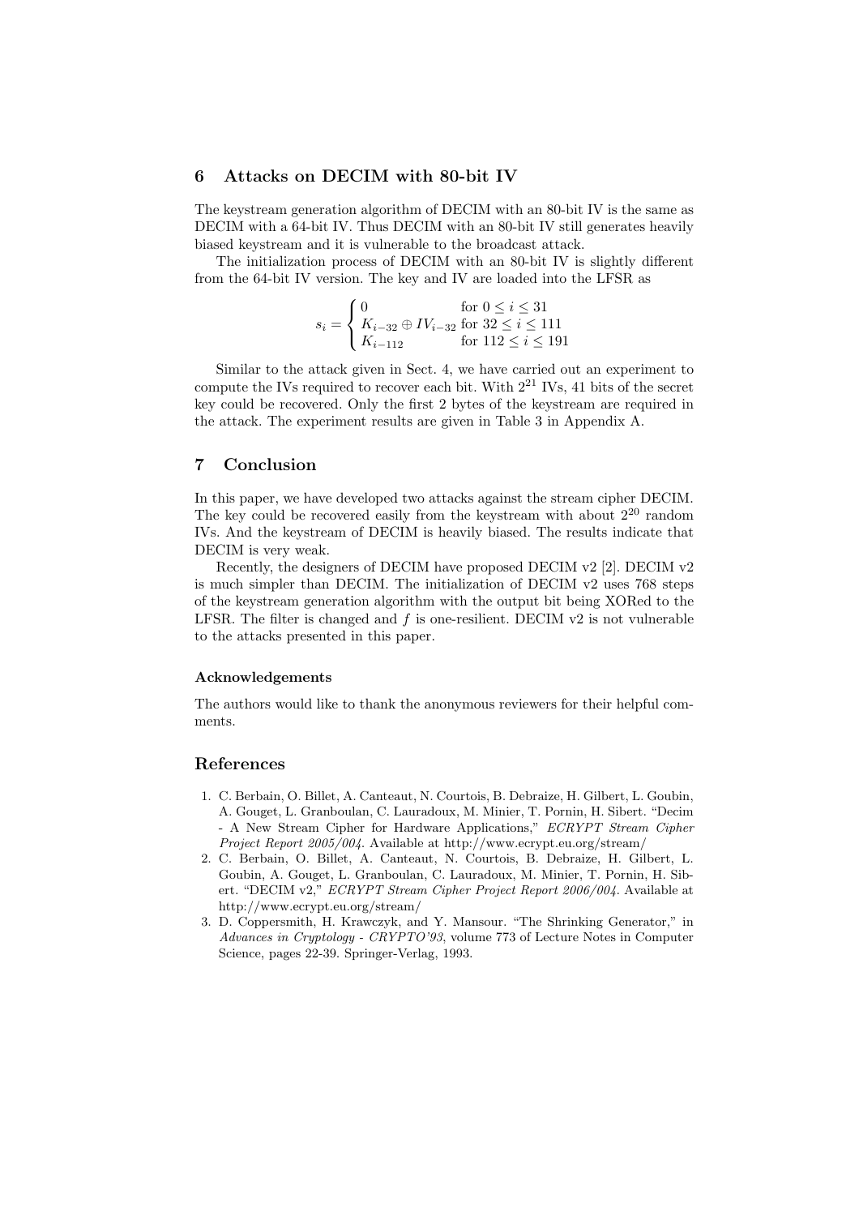## 6 Attacks on DECIM with 80-bit IV

The keystream generation algorithm of DECIM with an 80-bit IV is the same as DECIM with a 64-bit IV. Thus DECIM with an 80-bit IV still generates heavily biased keystream and it is vulnerable to the broadcast attack.

The initialization process of DECIM with an 80-bit IV is slightly different from the 64-bit IV version. The key and IV are loaded into the LFSR as

$$s_i = \begin{cases} 0 & \text{for } 0 \le i \le 31 \\ K_{i-32} \oplus IV_{i-32} & \text{for } 32 \le i \le 111 \\ K_{i-112} & \text{for } 112 \le i \le 191 \end{cases}$$

Similar to the attack given in Sect. 4, we have carried out an experiment to compute the IVs required to recover each bit. With $2^{21}$ IVs, 41 bits of the secret key could be recovered. Only the first 2 bytes of the keystream are required in the attack. The experiment results are given in Table 3 in Appendix A.

## 7 Conclusion

In this paper, we have developed two attacks against the stream cipher DECIM. The key could be recovered easily from the keystream with about $2^{20}$ random IVs. And the keystream of DECIM is heavily biased. The results indicate that DECIM is very weak.

Recently, the designers of DECIM have proposed DECIM v2 [2]. DECIM v2 is much simpler than DECIM. The initialization of DECIM v2 uses 768 steps of the keystream generation algorithm with the output bit being XORed to the LFSR. The filter is changed and $f$ is one-resilient. DECIM v2 is not vulnerable to the attacks presented in this paper.

#### Acknowledgements

The authors would like to thank the anonymous reviewers for their helpful comments.

## References

1. C. Berbain, O. Billet, A. Canteaut, N. Courtois, B. Debraize, H. Gilbert, L. Goubin, A. Gouget, L. Granboulan, C. Lauradoux, M. Minier, T. Pornin, H. Sibert. "Decim - A New Stream Cipher for Hardware Applications," *ECRYPT Stream Cipher Project Report 2005/004*. Available at http://www.ecrypt.eu.org/stream/
2. C. Berbain, O. Billet, A. Canteaut, N. Courtois, B. Debraize, H. Gilbert, L. Goubin, A. Gouget, L. Granboulan, C. Lauradoux, M. Minier, T. Pornin, H. Sibert. "DECIM v2," *ECRYPT Stream Cipher Project Report 2006/004*. Available at http://www.ecrypt.eu.org/stream/
3. D. Coppersmith, H. Krawczyk, and Y. Mansour. "The Shrinking Generator," in *Advances in Cryptology - CRYPTO'93*, volume 773 of Lecture Notes in Computer Science, pages 22-39. Springer-Verlag, 1993.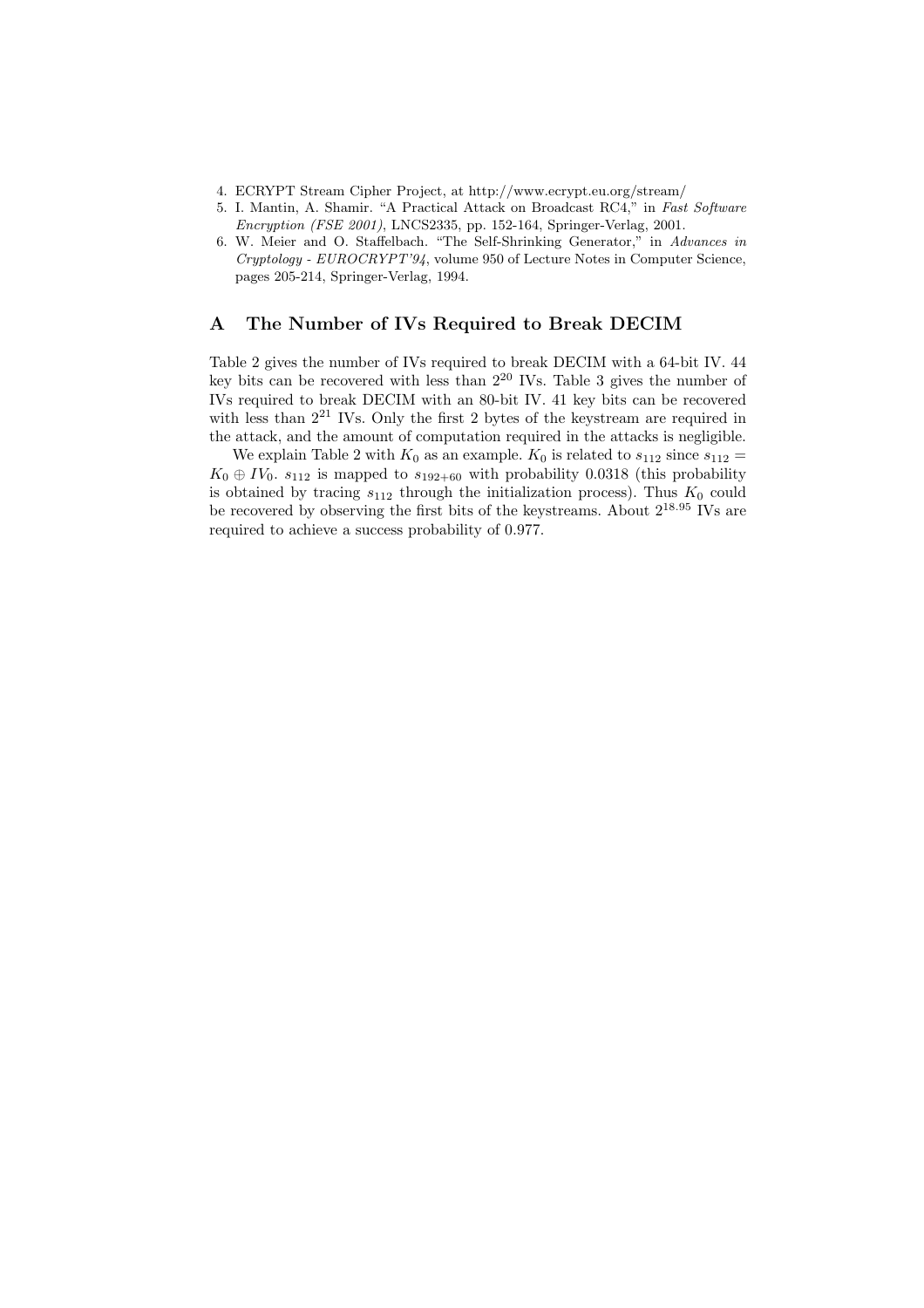4. ECRYPT Stream Cipher Project, at http://www.ecrypt.eu.org/stream/
5. I. Mantin, A. Shamir. "A Practical Attack on Broadcast RC4," in *Fast Software Encryption (FSE 2001)*, LNCS2335, pp. 152-164, Springer-Verlag, 2001.
6. W. Meier and O. Staffelbach. "The Self-Shrinking Generator," in *Advances in Cryptology - EUROCRYPT'94*, volume 950 of Lecture Notes in Computer Science, pages 205-214, Springer-Verlag, 1994.

## A The Number of IVs Required to Break DECIM

Table 2 gives the number of IVs required to break DECIM with a 64-bit IV. 44 key bits can be recovered with less than $2^{20}$ IVs. Table 3 gives the number of IVs required to break DECIM with an 80-bit IV. 41 key bits can be recovered with less than $2^{21}$ IVs. Only the first 2 bytes of the keystream are required in the attack, and the amount of computation required in the attacks is negligible.

We explain Table 2 with $K_0$ as an example. $K_0$ is related to $s_{112}$ since $s_{112} = K_0 \oplus IV_0$. $s_{112}$ is mapped to $s_{192+60}$ with probability 0.0318 (this probability is obtained by tracing $s_{112}$ through the initialization process). Thus $K_0$ could be recovered by observing the first bits of the keystreams. About $2^{18.95}$ IVs are required to achieve a success probability of 0.977.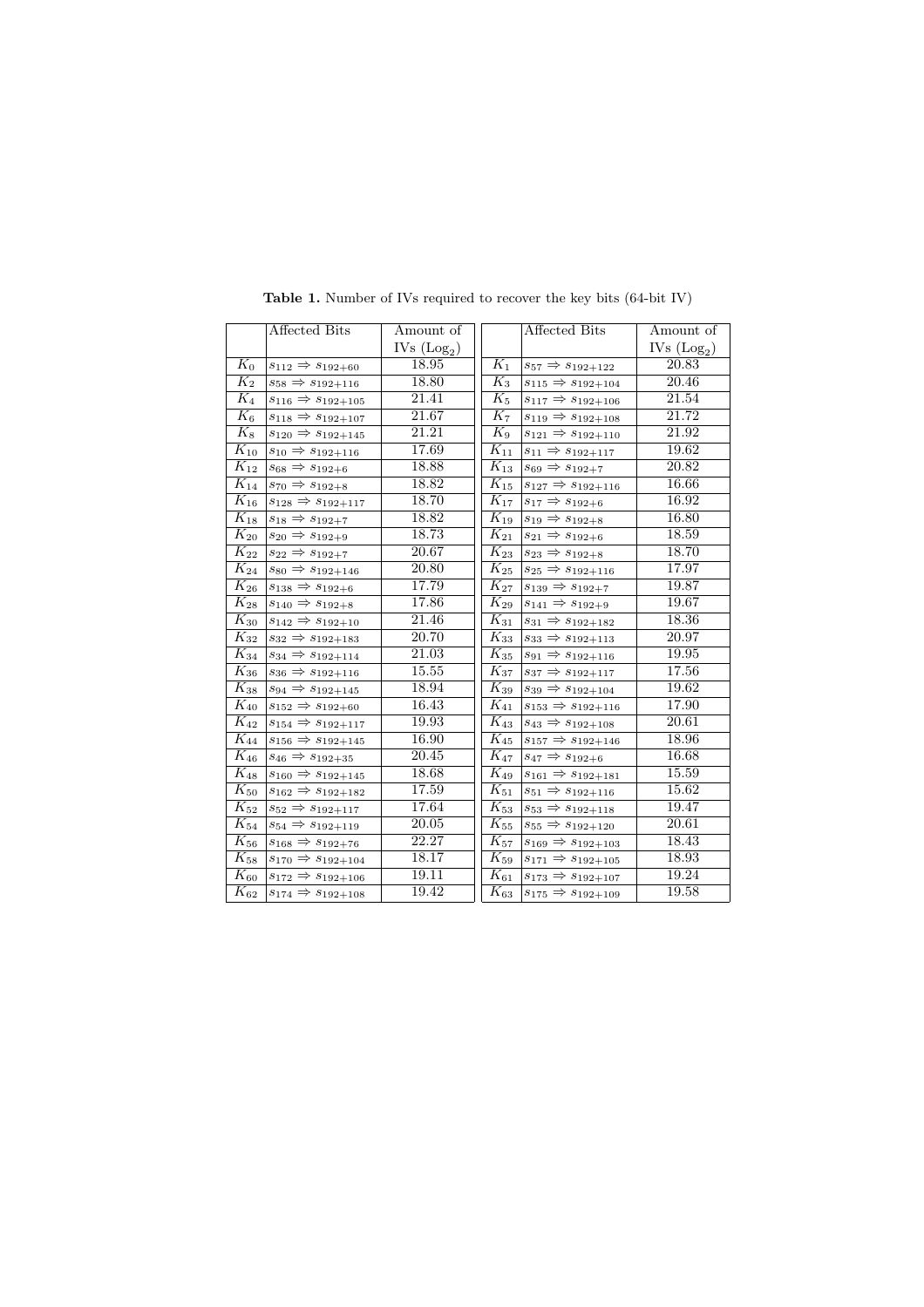**Table 1.** Number of IVs required to recover the key bits (64-bit IV)

| | Affected Bits | Amount of IVs ($\text{Log}_2$) | | Affected Bits | Amount of IVs ($\text{Log}_2$) |
|---|---|---|---|---|---|
| $K_0$ | $s_{112} \Rightarrow s_{192+60}$ | 18.95 | $K_1$ | $s_{57} \Rightarrow s_{192+122}$ | 20.83 |
| $K_2$ | $s_{58} \Rightarrow s_{192+116}$ | 18.80 | $K_3$ | $s_{115} \Rightarrow s_{192+104}$ | 20.46 |
| $K_4$ | $s_{116} \Rightarrow s_{192+105}$ | 21.41 | $K_5$ | $s_{117} \Rightarrow s_{192+106}$ | 21.54 |
| $K_6$ | $s_{118} \Rightarrow s_{192+107}$ | 21.67 | $K_7$ | $s_{119} \Rightarrow s_{192+108}$ | 21.72 |
| $K_8$ | $s_{120} \Rightarrow s_{192+145}$ | 21.21 | $K_9$ | $s_{121} \Rightarrow s_{192+110}$ | 21.92 |
| $K_{10}$ | $s_{10} \Rightarrow s_{192+116}$ | 17.69 | $K_{11}$ | $s_{11} \Rightarrow s_{192+117}$ | 19.62 |
| $K_{12}$ | $s_{68} \Rightarrow s_{192+6}$ | 18.88 | $K_{13}$ | $s_{69} \Rightarrow s_{192+7}$ | 20.82 |
| $K_{14}$ | $s_{70} \Rightarrow s_{192+8}$ | 18.82 | $K_{15}$ | $s_{127} \Rightarrow s_{192+116}$ | 16.66 |
| $K_{16}$ | $s_{128} \Rightarrow s_{192+117}$ | 18.70 | $K_{17}$ | $s_{17} \Rightarrow s_{192+6}$ | 16.92 |
| $K_{18}$ | $s_{18} \Rightarrow s_{192+7}$ | 18.82 | $K_{19}$ | $s_{19} \Rightarrow s_{192+8}$ | 16.80 |
| $K_{20}$ | $s_{20} \Rightarrow s_{192+9}$ | 18.73 | $K_{21}$ | $s_{21} \Rightarrow s_{192+6}$ | 18.59 |
| $K_{22}$ | $s_{22} \Rightarrow s_{192+7}$ | 20.67 | $K_{23}$ | $s_{23} \Rightarrow s_{192+8}$ | 18.70 |
| $K_{24}$ | $s_{80} \Rightarrow s_{192+146}$ | 20.80 | $K_{25}$ | $s_{25} \Rightarrow s_{192+116}$ | 17.97 |
| $K_{26}$ | $s_{138} \Rightarrow s_{192+6}$ | 17.79 | $K_{27}$ | $s_{139} \Rightarrow s_{192+7}$ | 19.87 |
| $K_{28}$ | $s_{140} \Rightarrow s_{192+8}$ | 17.86 | $K_{29}$ | $s_{141} \Rightarrow s_{192+9}$ | 19.67 |
| $K_{30}$ | $s_{142} \Rightarrow s_{192+10}$ | 21.46 | $K_{31}$ | $s_{31} \Rightarrow s_{192+182}$ | 18.36 |
| $K_{32}$ | $s_{32} \Rightarrow s_{192+183}$ | 20.70 | $K_{33}$ | $s_{33} \Rightarrow s_{192+113}$ | 20.97 |
| $K_{34}$ | $s_{34} \Rightarrow s_{192+114}$ | 21.03 | $K_{35}$ | $s_{91} \Rightarrow s_{192+116}$ | 19.95 |
| $K_{36}$ | $s_{36} \Rightarrow s_{192+116}$ | 15.55 | $K_{37}$ | $s_{37} \Rightarrow s_{192+117}$ | 17.56 |
| $K_{38}$ | $s_{94} \Rightarrow s_{192+145}$ | 18.94 | $K_{39}$ | $s_{39} \Rightarrow s_{192+104}$ | 19.62 |
| $K_{40}$ | $s_{152} \Rightarrow s_{192+60}$ | 16.43 | $K_{41}$ | $s_{153} \Rightarrow s_{192+116}$ | 17.90 |
| $K_{42}$ | $s_{154} \Rightarrow s_{192+117}$ | 19.93 | $K_{43}$ | $s_{43} \Rightarrow s_{192+108}$ | 20.61 |
| $K_{44}$ | $s_{156} \Rightarrow s_{192+145}$ | 16.90 | $K_{45}$ | $s_{157} \Rightarrow s_{192+146}$ | 18.96 |
| $K_{46}$ | $s_{46} \Rightarrow s_{192+35}$ | 20.45 | $K_{47}$ | $s_{47} \Rightarrow s_{192+6}$ | 16.68 |
| $K_{48}$ | $s_{160} \Rightarrow s_{192+145}$ | 18.68 | $K_{49}$ | $s_{161} \Rightarrow s_{192+181}$ | 15.59 |
| $K_{50}$ | $s_{162} \Rightarrow s_{192+182}$ | 17.59 | $K_{51}$ | $s_{51} \Rightarrow s_{192+116}$ | 15.62 |
| $K_{52}$ | $s_{52} \Rightarrow s_{192+117}$ | 17.64 | $K_{53}$ | $s_{53} \Rightarrow s_{192+118}$ | 19.47 |
| $K_{54}$ | $s_{54} \Rightarrow s_{192+119}$ | 20.05 | $K_{55}$ | $s_{55} \Rightarrow s_{192+120}$ | 20.61 |
| $K_{56}$ | $s_{168} \Rightarrow s_{192+76}$ | 22.27 | $K_{57}$ | $s_{169} \Rightarrow s_{192+103}$ | 18.43 |
| $K_{58}$ | $s_{170} \Rightarrow s_{192+104}$ | 18.17 | $K_{59}$ | $s_{171} \Rightarrow s_{192+105}$ | 18.93 |
| $K_{60}$ | $s_{172} \Rightarrow s_{192+106}$ | 19.11 | $K_{61}$ | $s_{173} \Rightarrow s_{192+107}$ | 19.24 |
| $K_{62}$ | $s_{174} \Rightarrow s_{192+108}$ | 19.42 | $K_{63}$ | $s_{175} \Rightarrow s_{192+109}$ | 19.58 |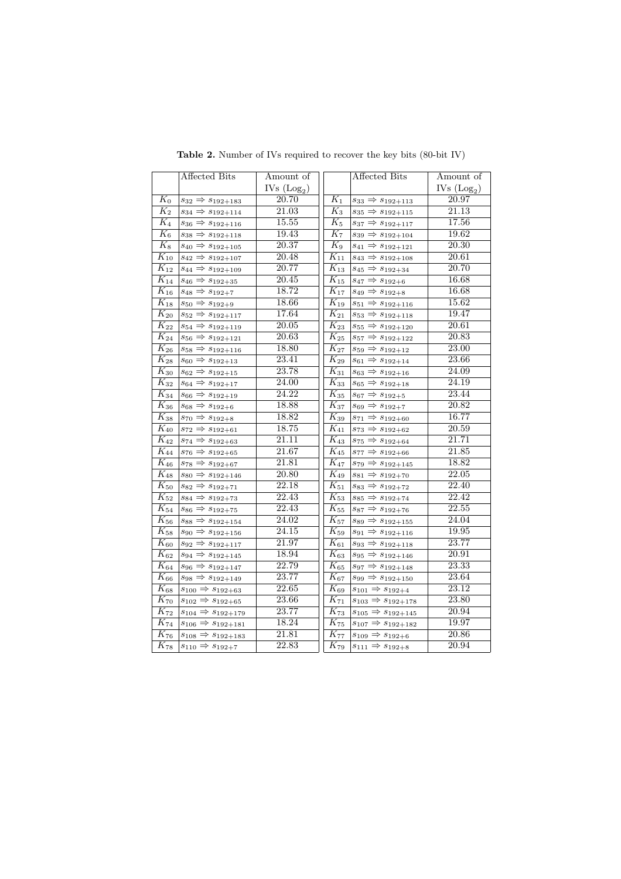**Table 2.** Number of IVs required to recover the key bits (80-bit IV)

| | Affected Bits | Amount of IVs ($\text{Log}_2$) | | Affected Bits | Amount of IVs ($\text{Log}_2$) |
|---|---|---|---|---|---|
| $K_0$ | $s_{32} \Rightarrow s_{192+183}$ | 20.70 | $K_1$ | $s_{33} \Rightarrow s_{192+113}$ | 20.97 |
| $K_2$ | $s_{34} \Rightarrow s_{192+114}$ | 21.03 | $K_3$ | $s_{35} \Rightarrow s_{192+115}$ | 21.13 |
| $K_4$ | $s_{36} \Rightarrow s_{192+116}$ | 15.55 | $K_5$ | $s_{37} \Rightarrow s_{192+117}$ | 17.56 |
| $K_6$ | $s_{38} \Rightarrow s_{192+118}$ | 19.43 | $K_7$ | $s_{39} \Rightarrow s_{192+104}$ | 19.62 |
| $K_8$ | $s_{40} \Rightarrow s_{192+105}$ | 20.37 | $K_9$ | $s_{41} \Rightarrow s_{192+121}$ | 20.30 |
| $K_{10}$ | $s_{42} \Rightarrow s_{192+107}$ | 20.48 | $K_{11}$ | $s_{43} \Rightarrow s_{192+108}$ | 20.61 |
| $K_{12}$ | $s_{44} \Rightarrow s_{192+109}$ | 20.77 | $K_{13}$ | $s_{45} \Rightarrow s_{192+34}$ | 20.70 |
| $K_{14}$ | $s_{46} \Rightarrow s_{192+35}$ | 20.45 | $K_{15}$ | $s_{47} \Rightarrow s_{192+6}$ | 16.68 |
| $K_{16}$ | $s_{48} \Rightarrow s_{192+7}$ | 18.72 | $K_{17}$ | $s_{49} \Rightarrow s_{192+8}$ | 16.68 |
| $K_{18}$ | $s_{50} \Rightarrow s_{192+9}$ | 18.66 | $K_{19}$ | $s_{51} \Rightarrow s_{192+116}$ | 15.62 |
| $K_{20}$ | $s_{52} \Rightarrow s_{192+117}$ | 17.64 | $K_{21}$ | $s_{53} \Rightarrow s_{192+118}$ | 19.47 |
| $K_{22}$ | $s_{54} \Rightarrow s_{192+119}$ | 20.05 | $K_{23}$ | $s_{55} \Rightarrow s_{192+120}$ | 20.61 |
| $K_{24}$ | $s_{56} \Rightarrow s_{192+121}$ | 20.63 | $K_{25}$ | $s_{57} \Rightarrow s_{192+122}$ | 20.83 |
| $K_{26}$ | $s_{58} \Rightarrow s_{192+116}$ | 18.80 | $K_{27}$ | $s_{59} \Rightarrow s_{192+12}$ | 23.00 |
| $K_{28}$ | $s_{60} \Rightarrow s_{192+13}$ | 23.41 | $K_{29}$ | $s_{61} \Rightarrow s_{192+14}$ | 23.66 |
| $K_{30}$ | $s_{62} \Rightarrow s_{192+15}$ | 23.78 | $K_{31}$ | $s_{63} \Rightarrow s_{192+16}$ | 24.09 |
| $K_{32}$ | $s_{64} \Rightarrow s_{192+17}$ | 24.00 | $K_{33}$ | $s_{65} \Rightarrow s_{192+18}$ | 24.19 |
| $K_{34}$ | $s_{66} \Rightarrow s_{192+19}$ | 24.22 | $K_{35}$ | $s_{67} \Rightarrow s_{192+5}$ | 23.44 |
| $K_{36}$ | $s_{68} \Rightarrow s_{192+6}$ | 18.88 | $K_{37}$ | $s_{69} \Rightarrow s_{192+7}$ | 20.82 |
| $K_{38}$ | $s_{70} \Rightarrow s_{192+8}$ | 18.82 | $K_{39}$ | $s_{71} \Rightarrow s_{192+60}$ | 16.77 |
| $K_{40}$ | $s_{72} \Rightarrow s_{192+61}$ | 18.75 | $K_{41}$ | $s_{73} \Rightarrow s_{192+62}$ | 20.59 |
| $K_{42}$ | $s_{74} \Rightarrow s_{192+63}$ | 21.11 | $K_{43}$ | $s_{75} \Rightarrow s_{192+64}$ | 21.71 |
| $K_{44}$ | $s_{76} \Rightarrow s_{192+65}$ | 21.67 | $K_{45}$ | $s_{77} \Rightarrow s_{192+66}$ | 21.85 |
| $K_{46}$ | $s_{78} \Rightarrow s_{192+67}$ | 21.81 | $K_{47}$ | $s_{79} \Rightarrow s_{192+145}$ | 18.82 |
| $K_{48}$ | $s_{80} \Rightarrow s_{192+146}$ | 20.80 | $K_{49}$ | $s_{81} \Rightarrow s_{192+70}$ | 22.05 |
| $K_{50}$ | $s_{82} \Rightarrow s_{192+71}$ | 22.18 | $K_{51}$ | $s_{83} \Rightarrow s_{192+72}$ | 22.40 |
| $K_{52}$ | $s_{84} \Rightarrow s_{192+73}$ | 22.43 | $K_{53}$ | $s_{85} \Rightarrow s_{192+74}$ | 22.42 |
| $K_{54}$ | $s_{86} \Rightarrow s_{192+75}$ | 22.43 | $K_{55}$ | $s_{87} \Rightarrow s_{192+76}$ | 22.55 |
| $K_{56}$ | $s_{88} \Rightarrow s_{192+154}$ | 24.02 | $K_{57}$ | $s_{89} \Rightarrow s_{192+155}$ | 24.04 |
| $K_{58}$ | $s_{90} \Rightarrow s_{192+156}$ | 24.15 | $K_{59}$ | $s_{91} \Rightarrow s_{192+116}$ | 19.95 |
| $K_{60}$ | $s_{92} \Rightarrow s_{192+117}$ | 21.97 | $K_{61}$ | $s_{93} \Rightarrow s_{192+118}$ | 23.77 |
| $K_{62}$ | $s_{94} \Rightarrow s_{192+145}$ | 18.94 | $K_{63}$ | $s_{95} \Rightarrow s_{192+146}$ | 20.91 |
| $K_{64}$ | $s_{96} \Rightarrow s_{192+147}$ | 22.79 | $K_{65}$ | $s_{97} \Rightarrow s_{192+148}$ | 23.33 |
| $K_{66}$ | $s_{98} \Rightarrow s_{192+149}$ | 23.77 | $K_{67}$ | $s_{99} \Rightarrow s_{192+150}$ | 23.64 |
| $K_{68}$ | $s_{100} \Rightarrow s_{192+63}$ | 22.65 | $K_{69}$ | $s_{101} \Rightarrow s_{192+4}$ | 23.12 |
| $K_{70}$ | $s_{102} \Rightarrow s_{192+65}$ | 23.66 | $K_{71}$ | $s_{103} \Rightarrow s_{192+178}$ | 23.80 |
| $K_{72}$ | $s_{104} \Rightarrow s_{192+179}$ | 23.77 | $K_{73}$ | $s_{105} \Rightarrow s_{192+145}$ | 20.94 |
| $K_{74}$ | $s_{106} \Rightarrow s_{192+181}$ | 18.24 | $K_{75}$ | $s_{107} \Rightarrow s_{192+182}$ | 19.97 |
| $K_{76}$ | $s_{108} \Rightarrow s_{192+183}$ | 21.81 | $K_{77}$ | $s_{109} \Rightarrow s_{192+6}$ | 20.86 |
| $K_{78}$ | $s_{110} \Rightarrow s_{192+7}$ | 22.83 | $K_{79}$ | $s_{111} \Rightarrow s_{192+8}$ | 20.94 |